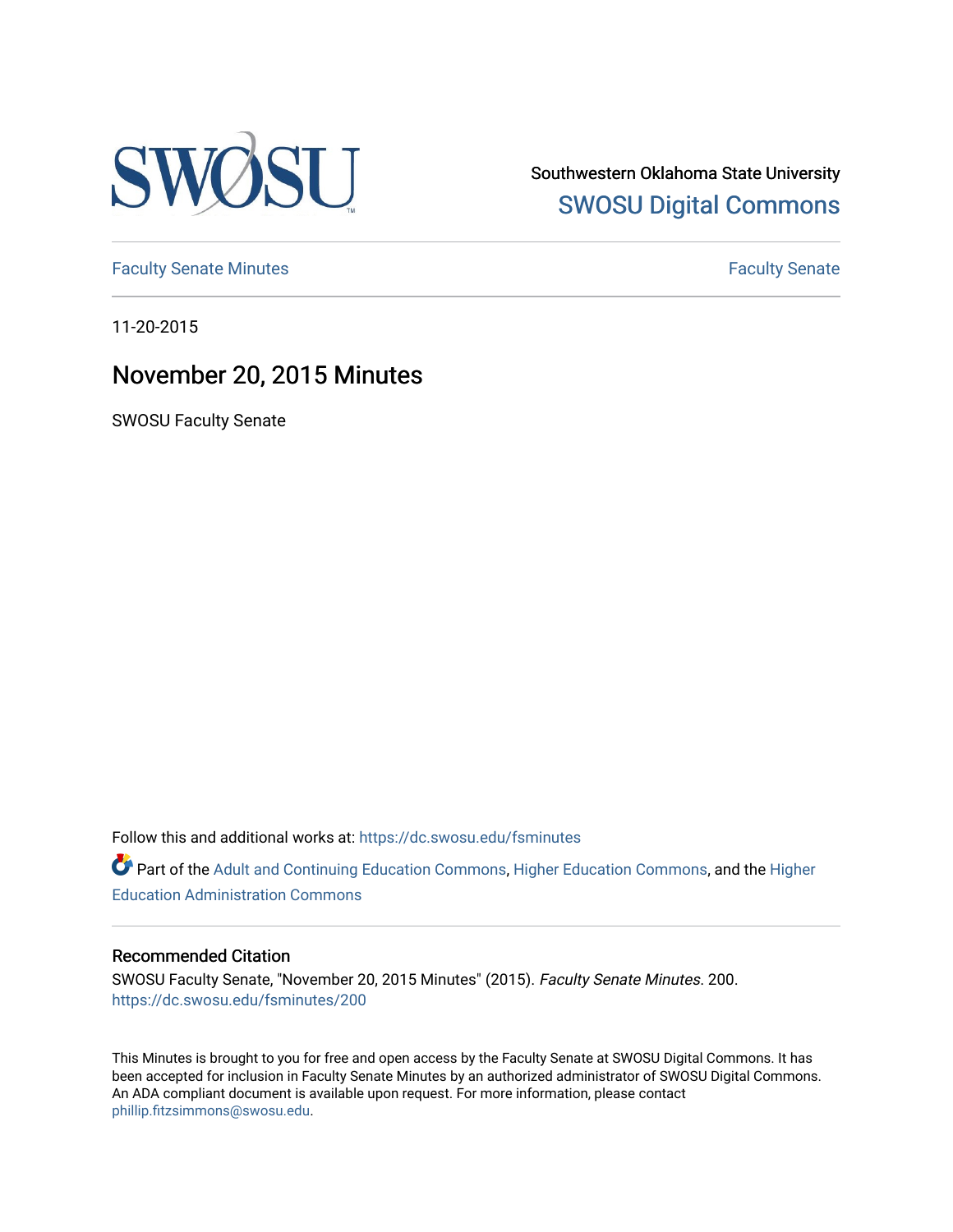Southwestern Oklahoma State University

SWOSU Digital Commons

Faculty Senate Minutes | Faculty Senate

11-20-2015

# November 20, 2015 Minutes

SWOSU Faculty Senate

Follow this and additional works at: https://dc.swosu.edu/fsminutes

Part of the Adult and Continuing Education Commons, Higher Education Commons, and the Higher Education Administration Commons

### Recommended Citation

SWOSU Faculty Senate, "November 20, 2015 Minutes" (2015). *Faculty Senate Minutes*. 200.
https://dc.swosu.edu/fsminutes/200

This Minutes is brought to you for free and open access by the Faculty Senate at SWOSU Digital Commons. It has been accepted for inclusion in Faculty Senate Minutes by an authorized administrator of SWOSU Digital Commons. An ADA compliant document is available upon request. For more information, please contact phillip.fitzsimmons@swosu.edu.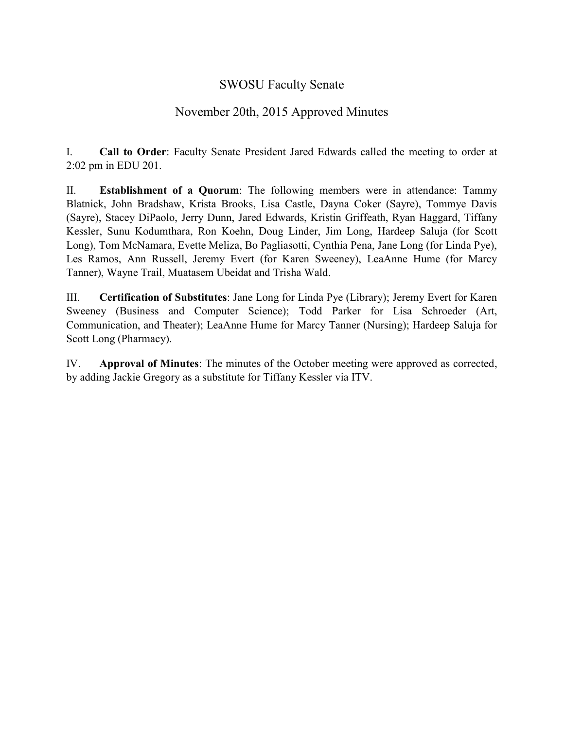# SWOSU Faculty Senate

## November 20th, 2015 Approved Minutes

I. **Call to Order**: Faculty Senate President Jared Edwards called the meeting to order at 2:02 pm in EDU 201.

II. **Establishment of a Quorum**: The following members were in attendance: Tammy Blatnick, John Bradshaw, Krista Brooks, Lisa Castle, Dayna Coker (Sayre), Tommye Davis (Sayre), Stacey DiPaolo, Jerry Dunn, Jared Edwards, Kristin Griffeath, Ryan Haggard, Tiffany Kessler, Sunu Kodumthara, Ron Koehn, Doug Linder, Jim Long, Hardeep Saluja (for Scott Long), Tom McNamara, Evette Meliza, Bo Pagliasotti, Cynthia Pena, Jane Long (for Linda Pye), Les Ramos, Ann Russell, Jeremy Evert (for Karen Sweeney), LeaAnne Hume (for Marcy Tanner), Wayne Trail, Muatasem Ubeidat and Trisha Wald.

III. **Certification of Substitutes**: Jane Long for Linda Pye (Library); Jeremy Evert for Karen Sweeney (Business and Computer Science); Todd Parker for Lisa Schroeder (Art, Communication, and Theater); LeaAnne Hume for Marcy Tanner (Nursing); Hardeep Saluja for Scott Long (Pharmacy).

IV. **Approval of Minutes**: The minutes of the October meeting were approved as corrected, by adding Jackie Gregory as a substitute for Tiffany Kessler via ITV.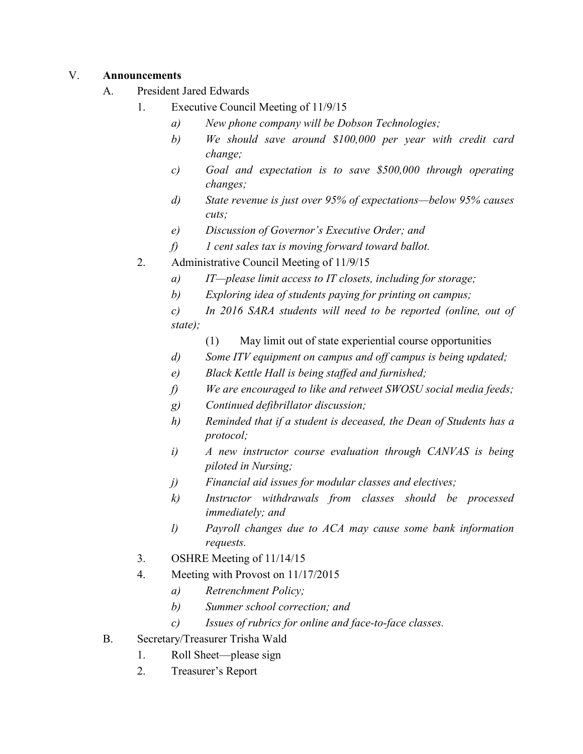V. **Announcements**

A. President Jared Edwards

1. Executive Council Meeting of 11/9/15
    a) *New phone company will be Dobson Technologies;*
    b) *We should save around $100,000 per year with credit card change;*
    c) *Goal and expectation is to save $500,000 through operating changes;*
    d) *State revenue is just over 95% of expectations—below 95% causes cuts;*
    e) *Discussion of Governor's Executive Order; and*
    f) *1 cent sales tax is moving forward toward ballot.*
2. Administrative Council Meeting of 11/9/15
    a) *IT—please limit access to IT closets, including for storage;*
    b) *Exploring idea of students paying for printing on campus;*
    c) *In 2016 SARA students will need to be reported (online, out of state);*
        (1) May limit out of state experiential course opportunities
    d) *Some ITV equipment on campus and off campus is being updated;*
    e) *Black Kettle Hall is being staffed and furnished;*
    f) *We are encouraged to like and retweet SWOSU social media feeds;*
    g) *Continued defibrillator discussion;*
    h) *Reminded that if a student is deceased, the Dean of Students has a protocol;*
    i) *A new instructor course evaluation through CANVAS is being piloted in Nursing;*
    j) *Financial aid issues for modular classes and electives;*
    k) *Instructor withdrawals from classes should be processed immediately; and*
    l) *Payroll changes due to ACA may cause some bank information requests.*
3. OSHRE Meeting of 11/14/15
4. Meeting with Provost on 11/17/2015
    a) *Retrenchment Policy;*
    b) *Summer school correction; and*
    c) *Issues of rubrics for online and face-to-face classes.*

B. Secretary/Treasurer Trisha Wald

1. Roll Sheet—please sign
2. Treasurer's Report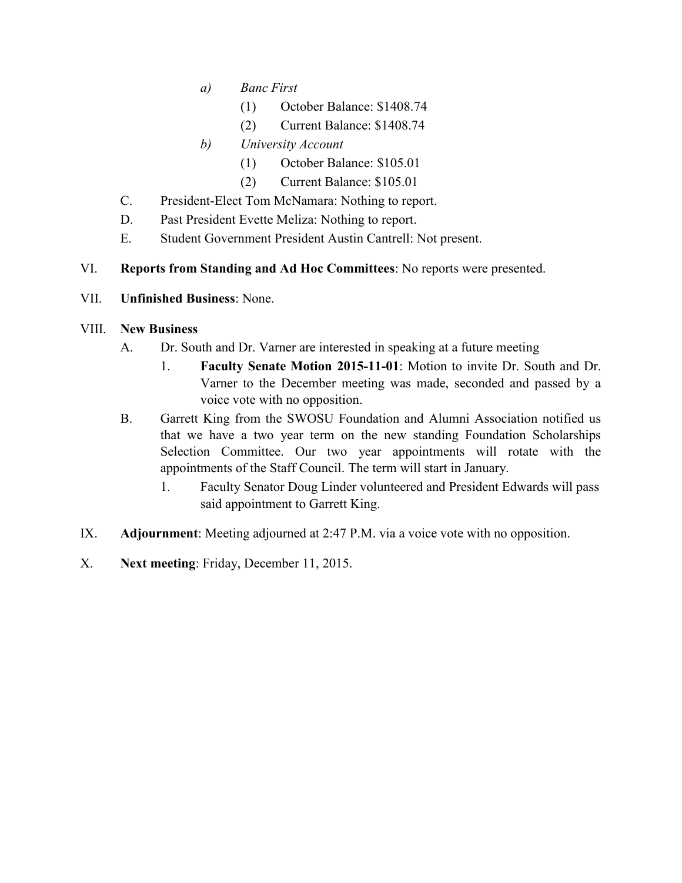a) *Banc First*
    (1) October Balance: $1408.74
    (2) Current Balance: $1408.74
b) *University Account*
    (1) October Balance: $105.01
    (2) Current Balance: $105.01

C. President-Elect Tom McNamara: Nothing to report.

D. Past President Evette Meliza: Nothing to report.

E. Student Government President Austin Cantrell: Not present.

VI. **Reports from Standing and Ad Hoc Committees**: No reports were presented.

VII. **Unfinished Business**: None.

VIII. **New Business**

A. Dr. South and Dr. Varner are interested in speaking at a future meeting

1. **Faculty Senate Motion 2015-11-01**: Motion to invite Dr. South and Dr. Varner to the December meeting was made, seconded and passed by a voice vote with no opposition.

B. Garrett King from the SWOSU Foundation and Alumni Association notified us that we have a two year term on the new standing Foundation Scholarships Selection Committee. Our two year appointments will rotate with the appointments of the Staff Council. The term will start in January.

1. Faculty Senator Doug Linder volunteered and President Edwards will pass said appointment to Garrett King.

IX. **Adjournment**: Meeting adjourned at 2:47 P.M. via a voice vote with no opposition.

X. **Next meeting**: Friday, December 11, 2015.